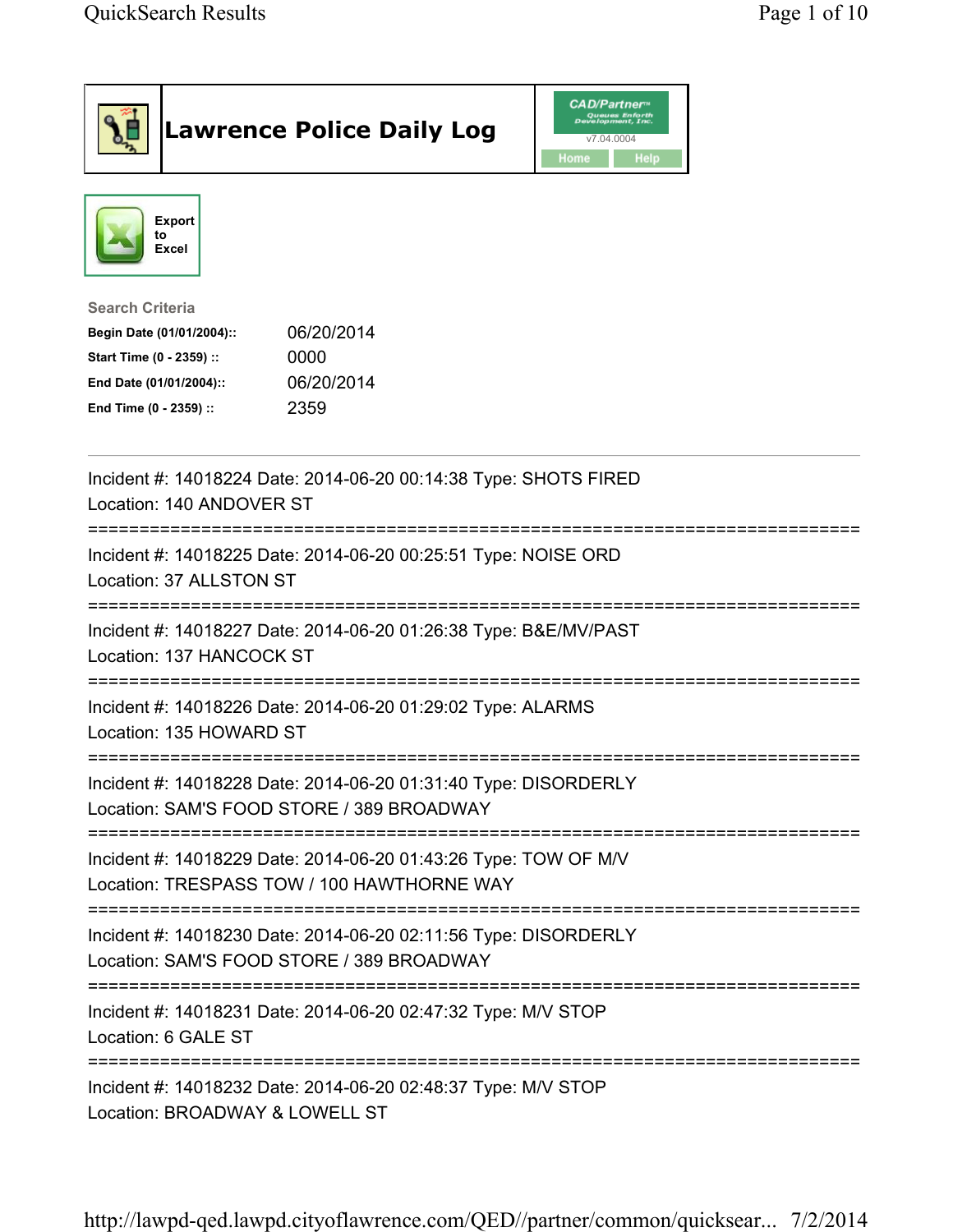# Lawrence Police Daily Log

CAD/Partner™
v7.04.0004
Home Help

Export to Excel

**Search Criteria**

| | |
|---|---|
| **Begin Date (01/01/2004)::** | 06/20/2014 |
| **Start Time (0 - 2359) ::** | 0000 |
| **End Date (01/01/2004)::** | 06/20/2014 |
| **End Time (0 - 2359) ::** | 2359 |

---

Incident #: 14018224 Date: 2014-06-20 00:14:38 Type: SHOTS FIRED
Location: 140 ANDOVER ST

===========================================================================

Incident #: 14018225 Date: 2014-06-20 00:25:51 Type: NOISE ORD
Location: 37 ALLSTON ST

===========================================================================

Incident #: 14018227 Date: 2014-06-20 01:26:38 Type: B&E/MV/PAST
Location: 137 HANCOCK ST

===========================================================================

Incident #: 14018226 Date: 2014-06-20 01:29:02 Type: ALARMS
Location: 135 HOWARD ST

===========================================================================

Incident #: 14018228 Date: 2014-06-20 01:31:40 Type: DISORDERLY
Location: SAM'S FOOD STORE / 389 BROADWAY

===========================================================================

Incident #: 14018229 Date: 2014-06-20 01:43:26 Type: TOW OF M/V
Location: TRESPASS TOW / 100 HAWTHORNE WAY

===========================================================================

Incident #: 14018230 Date: 2014-06-20 02:11:56 Type: DISORDERLY
Location: SAM'S FOOD STORE / 389 BROADWAY

===========================================================================

Incident #: 14018231 Date: 2014-06-20 02:47:32 Type: M/V STOP
Location: 6 GALE ST

===========================================================================

Incident #: 14018232 Date: 2014-06-20 02:48:37 Type: M/V STOP
Location: BROADWAY & LOWELL ST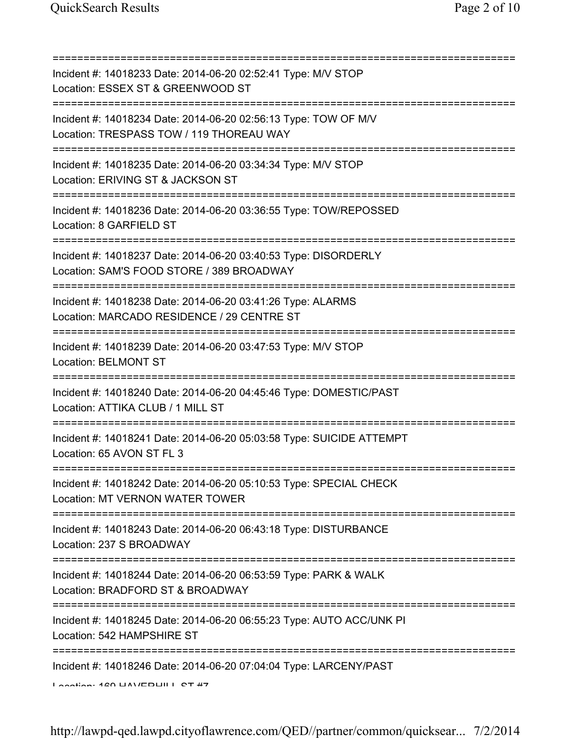===========================================================================

Incident #: 14018233 Date: 2014-06-20 02:52:41 Type: M/V STOP
Location: ESSEX ST & GREENWOOD ST

===========================================================================

Incident #: 14018234 Date: 2014-06-20 02:56:13 Type: TOW OF M/V
Location: TRESPASS TOW / 119 THOREAU WAY

===========================================================================

Incident #: 14018235 Date: 2014-06-20 03:34:34 Type: M/V STOP
Location: ERIVING ST & JACKSON ST

===========================================================================

Incident #: 14018236 Date: 2014-06-20 03:36:55 Type: TOW/REPOSSED
Location: 8 GARFIELD ST

===========================================================================

Incident #: 14018237 Date: 2014-06-20 03:40:53 Type: DISORDERLY
Location: SAM'S FOOD STORE / 389 BROADWAY

===========================================================================

Incident #: 14018238 Date: 2014-06-20 03:41:26 Type: ALARMS
Location: MARCADO RESIDENCE / 29 CENTRE ST

===========================================================================

Incident #: 14018239 Date: 2014-06-20 03:47:53 Type: M/V STOP
Location: BELMONT ST

===========================================================================

Incident #: 14018240 Date: 2014-06-20 04:45:46 Type: DOMESTIC/PAST
Location: ATTIKA CLUB / 1 MILL ST

===========================================================================

Incident #: 14018241 Date: 2014-06-20 05:03:58 Type: SUICIDE ATTEMPT
Location: 65 AVON ST FL 3

===========================================================================

Incident #: 14018242 Date: 2014-06-20 05:10:53 Type: SPECIAL CHECK
Location: MT VERNON WATER TOWER

===========================================================================

Incident #: 14018243 Date: 2014-06-20 06:43:18 Type: DISTURBANCE
Location: 237 S BROADWAY

===========================================================================

Incident #: 14018244 Date: 2014-06-20 06:53:59 Type: PARK & WALK
Location: BRADFORD ST & BROADWAY

===========================================================================

Incident #: 14018245 Date: 2014-06-20 06:55:23 Type: AUTO ACC/UNK PI
Location: 542 HAMPSHIRE ST

===========================================================================

Incident #: 14018246 Date: 2014-06-20 07:04:04 Type: LARCENY/PAST
Location: 169 HAVERHILL ST #7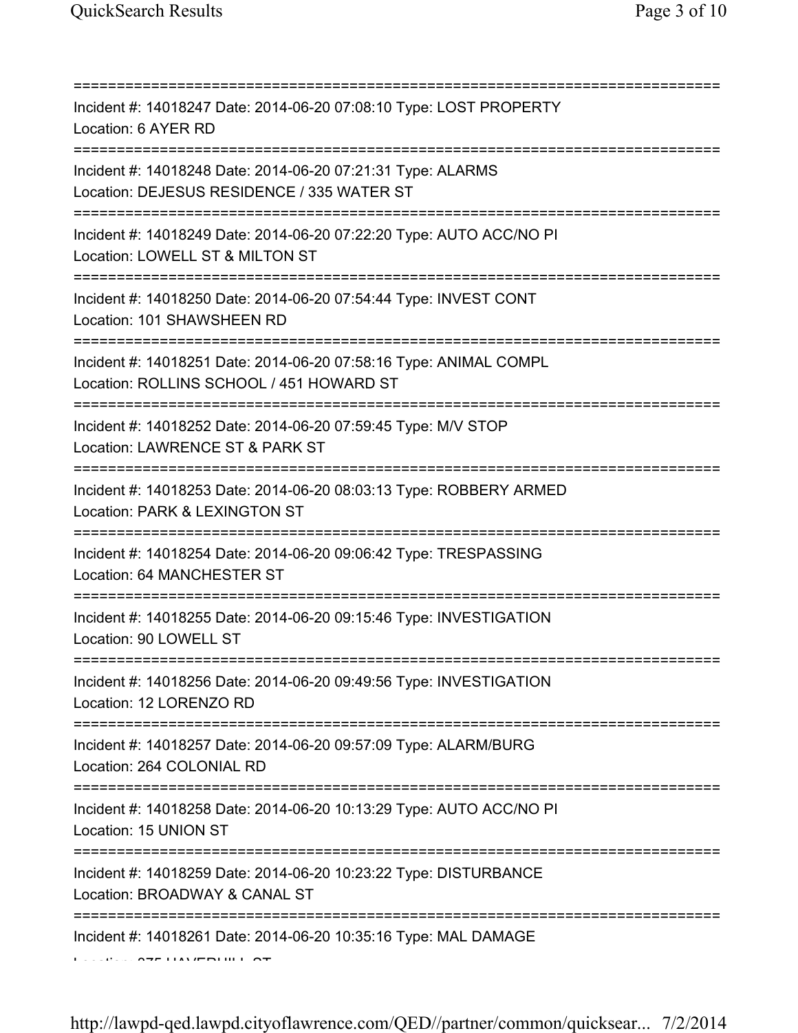===========================================================================

Incident #: 14018247 Date: 2014-06-20 07:08:10 Type: LOST PROPERTY
Location: 6 AYER RD

===========================================================================

Incident #: 14018248 Date: 2014-06-20 07:21:31 Type: ALARMS
Location: DEJESUS RESIDENCE / 335 WATER ST

===========================================================================

Incident #: 14018249 Date: 2014-06-20 07:22:20 Type: AUTO ACC/NO PI
Location: LOWELL ST & MILTON ST

===========================================================================

Incident #: 14018250 Date: 2014-06-20 07:54:44 Type: INVEST CONT
Location: 101 SHAWSHEEN RD

===========================================================================

Incident #: 14018251 Date: 2014-06-20 07:58:16 Type: ANIMAL COMPL
Location: ROLLINS SCHOOL / 451 HOWARD ST

===========================================================================

Incident #: 14018252 Date: 2014-06-20 07:59:45 Type: M/V STOP
Location: LAWRENCE ST & PARK ST

===========================================================================

Incident #: 14018253 Date: 2014-06-20 08:03:13 Type: ROBBERY ARMED
Location: PARK & LEXINGTON ST

===========================================================================

Incident #: 14018254 Date: 2014-06-20 09:06:42 Type: TRESPASSING
Location: 64 MANCHESTER ST

===========================================================================

Incident #: 14018255 Date: 2014-06-20 09:15:46 Type: INVESTIGATION
Location: 90 LOWELL ST

===========================================================================

Incident #: 14018256 Date: 2014-06-20 09:49:56 Type: INVESTIGATION
Location: 12 LORENZO RD

===========================================================================

Incident #: 14018257 Date: 2014-06-20 09:57:09 Type: ALARM/BURG
Location: 264 COLONIAL RD

===========================================================================

Incident #: 14018258 Date: 2014-06-20 10:13:29 Type: AUTO ACC/NO PI
Location: 15 UNION ST

===========================================================================

Incident #: 14018259 Date: 2014-06-20 10:23:22 Type: DISTURBANCE
Location: BROADWAY & CANAL ST

===========================================================================

Incident #: 14018261 Date: 2014-06-20 10:35:16 Type: MAL DAMAGE
Location: 275 HAVERHILL ST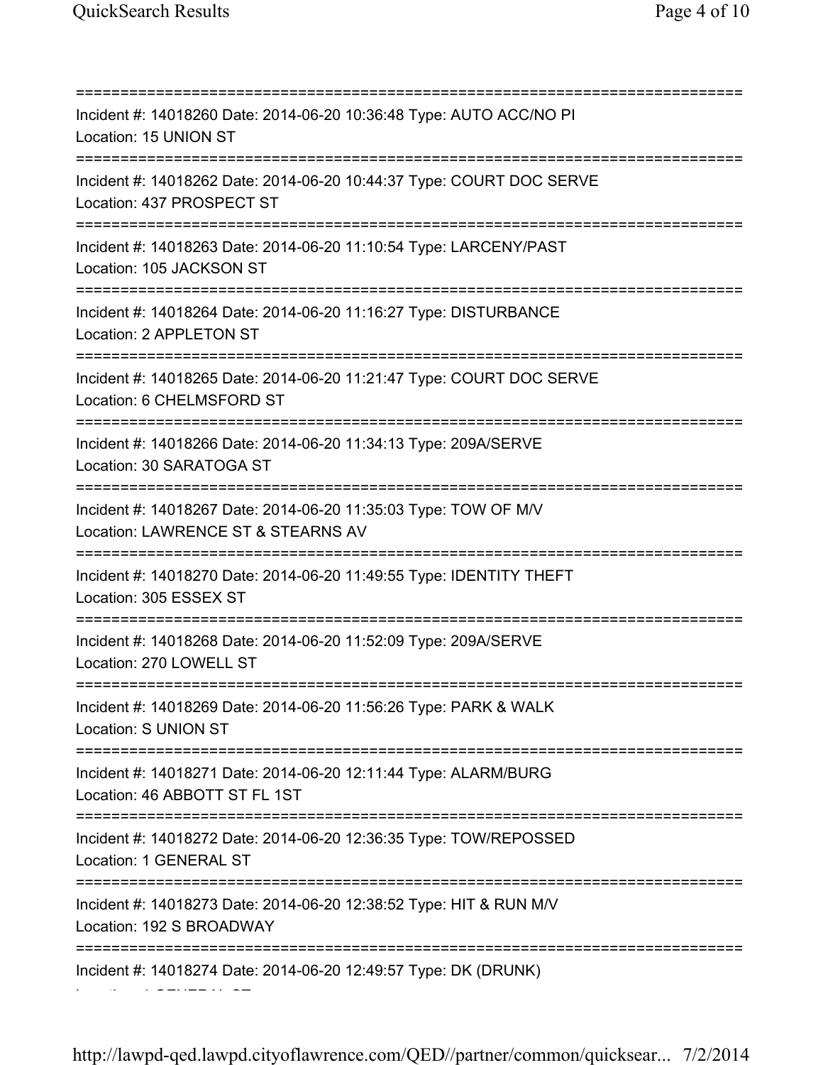===========================================================================
Incident #: 14018260 Date: 2014-06-20 10:36:48 Type: AUTO ACC/NO PI
Location: 15 UNION ST
===========================================================================
Incident #: 14018262 Date: 2014-06-20 10:44:37 Type: COURT DOC SERVE
Location: 437 PROSPECT ST
===========================================================================
Incident #: 14018263 Date: 2014-06-20 11:10:54 Type: LARCENY/PAST
Location: 105 JACKSON ST
===========================================================================
Incident #: 14018264 Date: 2014-06-20 11:16:27 Type: DISTURBANCE
Location: 2 APPLETON ST
===========================================================================
Incident #: 14018265 Date: 2014-06-20 11:21:47 Type: COURT DOC SERVE
Location: 6 CHELMSFORD ST
===========================================================================
Incident #: 14018266 Date: 2014-06-20 11:34:13 Type: 209A/SERVE
Location: 30 SARATOGA ST
===========================================================================
Incident #: 14018267 Date: 2014-06-20 11:35:03 Type: TOW OF M/V
Location: LAWRENCE ST & STEARNS AV
===========================================================================
Incident #: 14018270 Date: 2014-06-20 11:49:55 Type: IDENTITY THEFT
Location: 305 ESSEX ST
===========================================================================
Incident #: 14018268 Date: 2014-06-20 11:52:09 Type: 209A/SERVE
Location: 270 LOWELL ST
===========================================================================
Incident #: 14018269 Date: 2014-06-20 11:56:26 Type: PARK & WALK
Location: S UNION ST
===========================================================================
Incident #: 14018271 Date: 2014-06-20 12:11:44 Type: ALARM/BURG
Location: 46 ABBOTT ST FL 1ST
===========================================================================
Incident #: 14018272 Date: 2014-06-20 12:36:35 Type: TOW/REPOSSED
Location: 1 GENERAL ST
===========================================================================
Incident #: 14018273 Date: 2014-06-20 12:38:52 Type: HIT & RUN M/V
Location: 192 S BROADWAY
===========================================================================
Incident #: 14018274 Date: 2014-06-20 12:49:57 Type: DK (DRUNK)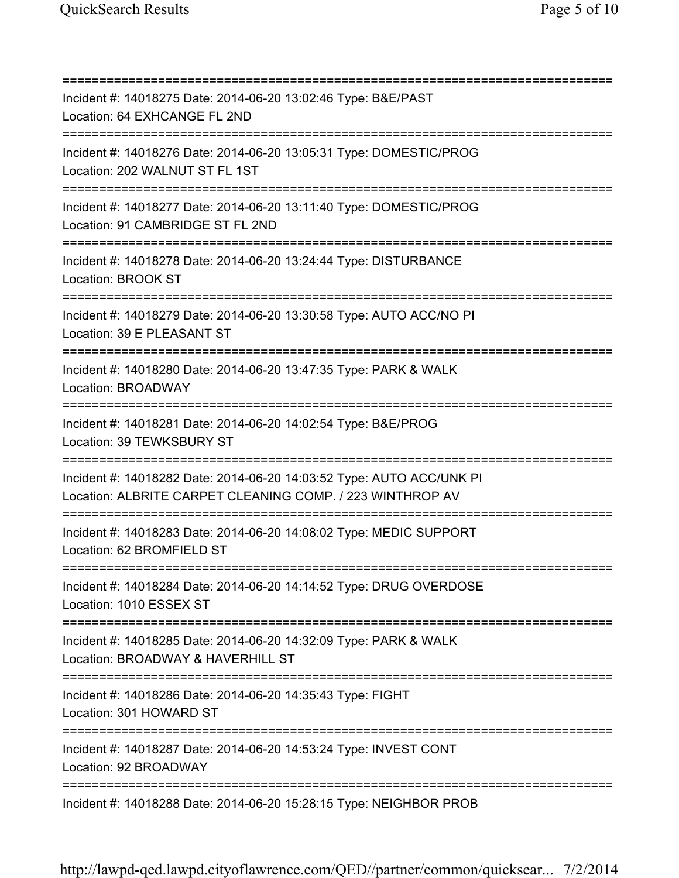===========================================================================
Incident #: 14018275 Date: 2014-06-20 13:02:46 Type: B&E/PAST
Location: 64 EXHCANGE FL 2ND
===========================================================================
Incident #: 14018276 Date: 2014-06-20 13:05:31 Type: DOMESTIC/PROG
Location: 202 WALNUT ST FL 1ST
===========================================================================
Incident #: 14018277 Date: 2014-06-20 13:11:40 Type: DOMESTIC/PROG
Location: 91 CAMBRIDGE ST FL 2ND
===========================================================================
Incident #: 14018278 Date: 2014-06-20 13:24:44 Type: DISTURBANCE
Location: BROOK ST
===========================================================================
Incident #: 14018279 Date: 2014-06-20 13:30:58 Type: AUTO ACC/NO PI
Location: 39 E PLEASANT ST
===========================================================================
Incident #: 14018280 Date: 2014-06-20 13:47:35 Type: PARK & WALK
Location: BROADWAY
===========================================================================
Incident #: 14018281 Date: 2014-06-20 14:02:54 Type: B&E/PROG
Location: 39 TEWKSBURY ST
===========================================================================
Incident #: 14018282 Date: 2014-06-20 14:03:52 Type: AUTO ACC/UNK PI
Location: ALBRITE CARPET CLEANING COMP. / 223 WINTHROP AV
===========================================================================
Incident #: 14018283 Date: 2014-06-20 14:08:02 Type: MEDIC SUPPORT
Location: 62 BROMFIELD ST
===========================================================================
Incident #: 14018284 Date: 2014-06-20 14:14:52 Type: DRUG OVERDOSE
Location: 1010 ESSEX ST
===========================================================================
Incident #: 14018285 Date: 2014-06-20 14:32:09 Type: PARK & WALK
Location: BROADWAY & HAVERHILL ST
===========================================================================
Incident #: 14018286 Date: 2014-06-20 14:35:43 Type: FIGHT
Location: 301 HOWARD ST
===========================================================================
Incident #: 14018287 Date: 2014-06-20 14:53:24 Type: INVEST CONT
Location: 92 BROADWAY
===========================================================================
Incident #: 14018288 Date: 2014-06-20 15:28:15 Type: NEIGHBOR PROB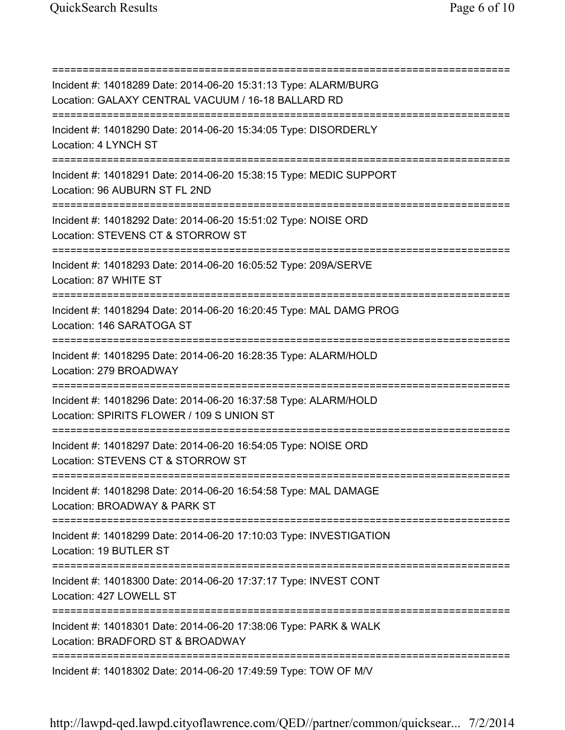===========================================================================
Incident #: 14018289 Date: 2014-06-20 15:31:13 Type: ALARM/BURG
Location: GALAXY CENTRAL VACUUM / 16-18 BALLARD RD
===========================================================================
Incident #: 14018290 Date: 2014-06-20 15:34:05 Type: DISORDERLY
Location: 4 LYNCH ST
===========================================================================
Incident #: 14018291 Date: 2014-06-20 15:38:15 Type: MEDIC SUPPORT
Location: 96 AUBURN ST FL 2ND
===========================================================================
Incident #: 14018292 Date: 2014-06-20 15:51:02 Type: NOISE ORD
Location: STEVENS CT & STORROW ST
===========================================================================
Incident #: 14018293 Date: 2014-06-20 16:05:52 Type: 209A/SERVE
Location: 87 WHITE ST
===========================================================================
Incident #: 14018294 Date: 2014-06-20 16:20:45 Type: MAL DAMG PROG
Location: 146 SARATOGA ST
===========================================================================
Incident #: 14018295 Date: 2014-06-20 16:28:35 Type: ALARM/HOLD
Location: 279 BROADWAY
===========================================================================
Incident #: 14018296 Date: 2014-06-20 16:37:58 Type: ALARM/HOLD
Location: SPIRITS FLOWER / 109 S UNION ST
===========================================================================
Incident #: 14018297 Date: 2014-06-20 16:54:05 Type: NOISE ORD
Location: STEVENS CT & STORROW ST
===========================================================================
Incident #: 14018298 Date: 2014-06-20 16:54:58 Type: MAL DAMAGE
Location: BROADWAY & PARK ST
===========================================================================
Incident #: 14018299 Date: 2014-06-20 17:10:03 Type: INVESTIGATION
Location: 19 BUTLER ST
===========================================================================
Incident #: 14018300 Date: 2014-06-20 17:37:17 Type: INVEST CONT
Location: 427 LOWELL ST
===========================================================================
Incident #: 14018301 Date: 2014-06-20 17:38:06 Type: PARK & WALK
Location: BRADFORD ST & BROADWAY
===========================================================================
Incident #: 14018302 Date: 2014-06-20 17:49:59 Type: TOW OF M/V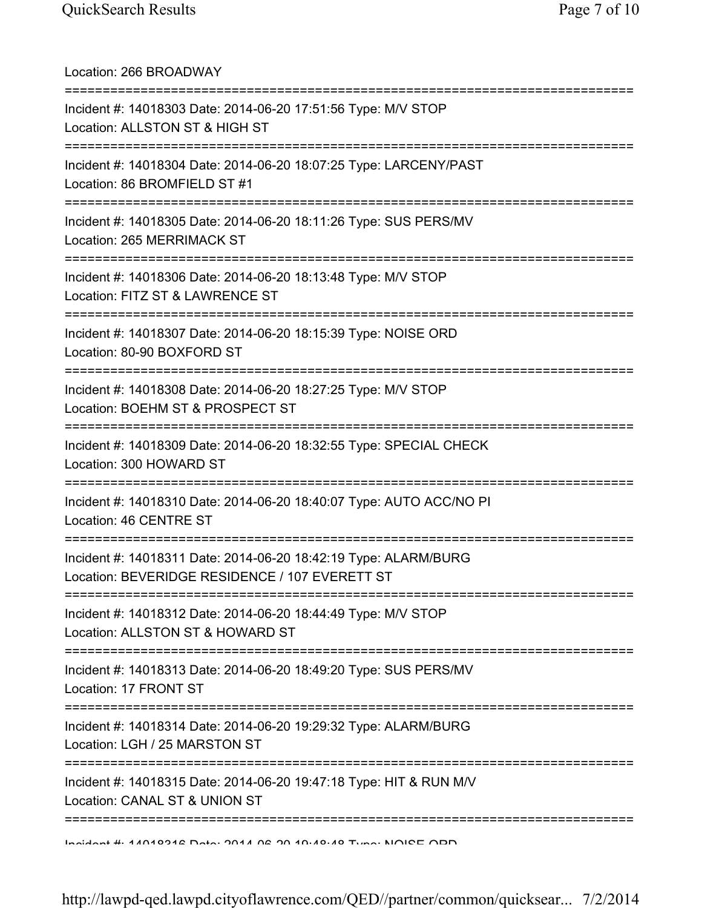Location: 266 BROADWAY

===========================================================================

Incident #: 14018303 Date: 2014-06-20 17:51:56 Type: M/V STOP

Location: ALLSTON ST & HIGH ST

===========================================================================

Incident #: 14018304 Date: 2014-06-20 18:07:25 Type: LARCENY/PAST

Location: 86 BROMFIELD ST #1

===========================================================================

Incident #: 14018305 Date: 2014-06-20 18:11:26 Type: SUS PERS/MV

Location: 265 MERRIMACK ST

===========================================================================

Incident #: 14018306 Date: 2014-06-20 18:13:48 Type: M/V STOP

Location: FITZ ST & LAWRENCE ST

===========================================================================

Incident #: 14018307 Date: 2014-06-20 18:15:39 Type: NOISE ORD

Location: 80-90 BOXFORD ST

===========================================================================

Incident #: 14018308 Date: 2014-06-20 18:27:25 Type: M/V STOP

Location: BOEHM ST & PROSPECT ST

===========================================================================

Incident #: 14018309 Date: 2014-06-20 18:32:55 Type: SPECIAL CHECK

Location: 300 HOWARD ST

===========================================================================

Incident #: 14018310 Date: 2014-06-20 18:40:07 Type: AUTO ACC/NO PI

Location: 46 CENTRE ST

===========================================================================

Incident #: 14018311 Date: 2014-06-20 18:42:19 Type: ALARM/BURG

Location: BEVERIDGE RESIDENCE / 107 EVERETT ST

===========================================================================

Incident #: 14018312 Date: 2014-06-20 18:44:49 Type: M/V STOP

Location: ALLSTON ST & HOWARD ST

===========================================================================

Incident #: 14018313 Date: 2014-06-20 18:49:20 Type: SUS PERS/MV

Location: 17 FRONT ST

===========================================================================

Incident #: 14018314 Date: 2014-06-20 19:29:32 Type: ALARM/BURG

Location: LGH / 25 MARSTON ST

===========================================================================

Incident #: 14018315 Date: 2014-06-20 19:47:18 Type: HIT & RUN M/V

Location: CANAL ST & UNION ST

===========================================================================

Incident #: 14018316 Date: 2014-06-20 19:48:48 Type: NOISE ORD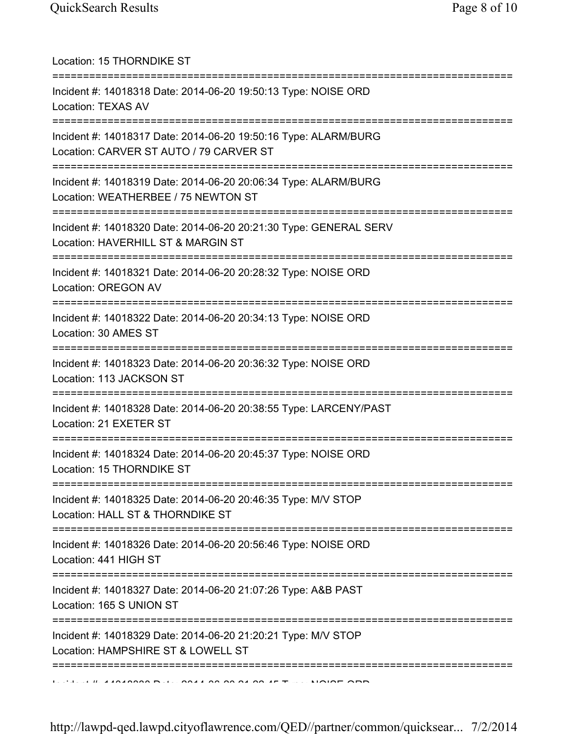Location: 15 THORNDIKE ST

===========================================================================

Incident #: 14018318 Date: 2014-06-20 19:50:13 Type: NOISE ORD
Location: TEXAS AV

===========================================================================

Incident #: 14018317 Date: 2014-06-20 19:50:16 Type: ALARM/BURG
Location: CARVER ST AUTO / 79 CARVER ST

===========================================================================

Incident #: 14018319 Date: 2014-06-20 20:06:34 Type: ALARM/BURG
Location: WEATHERBEE / 75 NEWTON ST

===========================================================================

Incident #: 14018320 Date: 2014-06-20 20:21:30 Type: GENERAL SERV
Location: HAVERHILL ST & MARGIN ST

===========================================================================

Incident #: 14018321 Date: 2014-06-20 20:28:32 Type: NOISE ORD
Location: OREGON AV

===========================================================================

Incident #: 14018322 Date: 2014-06-20 20:34:13 Type: NOISE ORD
Location: 30 AMES ST

===========================================================================

Incident #: 14018323 Date: 2014-06-20 20:36:32 Type: NOISE ORD
Location: 113 JACKSON ST

===========================================================================

Incident #: 14018328 Date: 2014-06-20 20:38:55 Type: LARCENY/PAST
Location: 21 EXETER ST

===========================================================================

Incident #: 14018324 Date: 2014-06-20 20:45:37 Type: NOISE ORD
Location: 15 THORNDIKE ST

===========================================================================

Incident #: 14018325 Date: 2014-06-20 20:46:35 Type: M/V STOP
Location: HALL ST & THORNDIKE ST

===========================================================================

Incident #: 14018326 Date: 2014-06-20 20:56:46 Type: NOISE ORD
Location: 441 HIGH ST

===========================================================================

Incident #: 14018327 Date: 2014-06-20 21:07:26 Type: A&B PAST
Location: 165 S UNION ST

===========================================================================

Incident #: 14018329 Date: 2014-06-20 21:20:21 Type: M/V STOP
Location: HAMPSHIRE ST & LOWELL ST

===========================================================================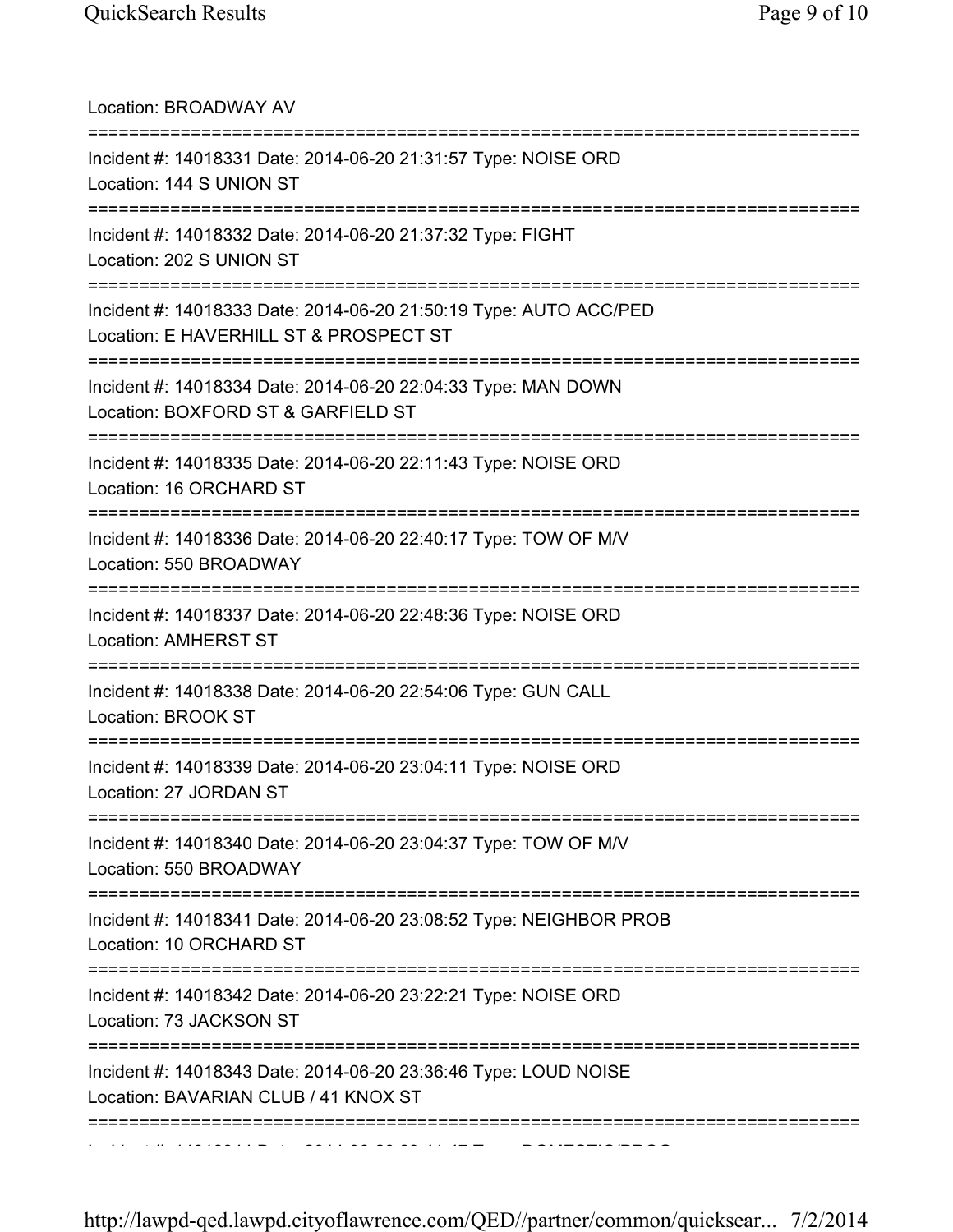Location: BROADWAY AV

===========================================================================

Incident #: 14018331 Date: 2014-06-20 21:31:57 Type: NOISE ORD
Location: 144 S UNION ST

===========================================================================

Incident #: 14018332 Date: 2014-06-20 21:37:32 Type: FIGHT
Location: 202 S UNION ST

===========================================================================

Incident #: 14018333 Date: 2014-06-20 21:50:19 Type: AUTO ACC/PED
Location: E HAVERHILL ST & PROSPECT ST

===========================================================================

Incident #: 14018334 Date: 2014-06-20 22:04:33 Type: MAN DOWN
Location: BOXFORD ST & GARFIELD ST

===========================================================================

Incident #: 14018335 Date: 2014-06-20 22:11:43 Type: NOISE ORD
Location: 16 ORCHARD ST

===========================================================================

Incident #: 14018336 Date: 2014-06-20 22:40:17 Type: TOW OF M/V
Location: 550 BROADWAY

===========================================================================

Incident #: 14018337 Date: 2014-06-20 22:48:36 Type: NOISE ORD
Location: AMHERST ST

===========================================================================

Incident #: 14018338 Date: 2014-06-20 22:54:06 Type: GUN CALL
Location: BROOK ST

===========================================================================

Incident #: 14018339 Date: 2014-06-20 23:04:11 Type: NOISE ORD
Location: 27 JORDAN ST

===========================================================================

Incident #: 14018340 Date: 2014-06-20 23:04:37 Type: TOW OF M/V
Location: 550 BROADWAY

===========================================================================

Incident #: 14018341 Date: 2014-06-20 23:08:52 Type: NEIGHBOR PROB
Location: 10 ORCHARD ST

===========================================================================

Incident #: 14018342 Date: 2014-06-20 23:22:21 Type: NOISE ORD
Location: 73 JACKSON ST

===========================================================================

Incident #: 14018343 Date: 2014-06-20 23:36:46 Type: LOUD NOISE
Location: BAVARIAN CLUB / 41 KNOX ST

===========================================================================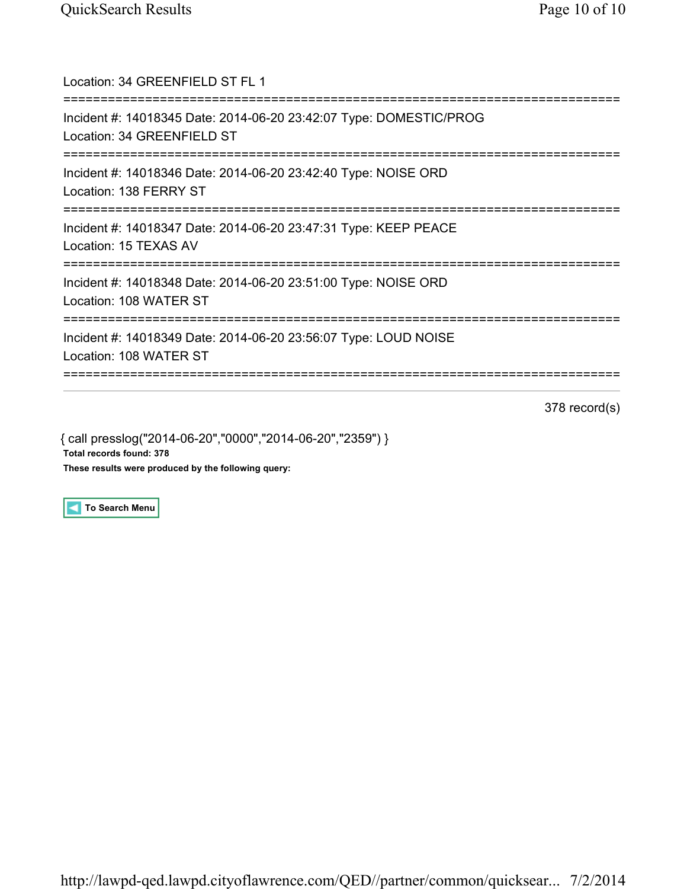Location: 34 GREENFIELD ST FL 1

===========================================================================

Incident #: 14018345 Date: 2014-06-20 23:42:07 Type: DOMESTIC/PROG

Location: 34 GREENFIELD ST

===========================================================================

Incident #: 14018346 Date: 2014-06-20 23:42:40 Type: NOISE ORD

Location: 138 FERRY ST

===========================================================================

Incident #: 14018347 Date: 2014-06-20 23:47:31 Type: KEEP PEACE

Location: 15 TEXAS AV

===========================================================================

Incident #: 14018348 Date: 2014-06-20 23:51:00 Type: NOISE ORD

Location: 108 WATER ST

===========================================================================

Incident #: 14018349 Date: 2014-06-20 23:56:07 Type: LOUD NOISE

Location: 108 WATER ST

===========================================================================

378 record(s)

{ call presslog("2014-06-20","0000","2014-06-20","2359") }

**Total records found: 378**

**These results were produced by the following query:**

**To Search Menu**